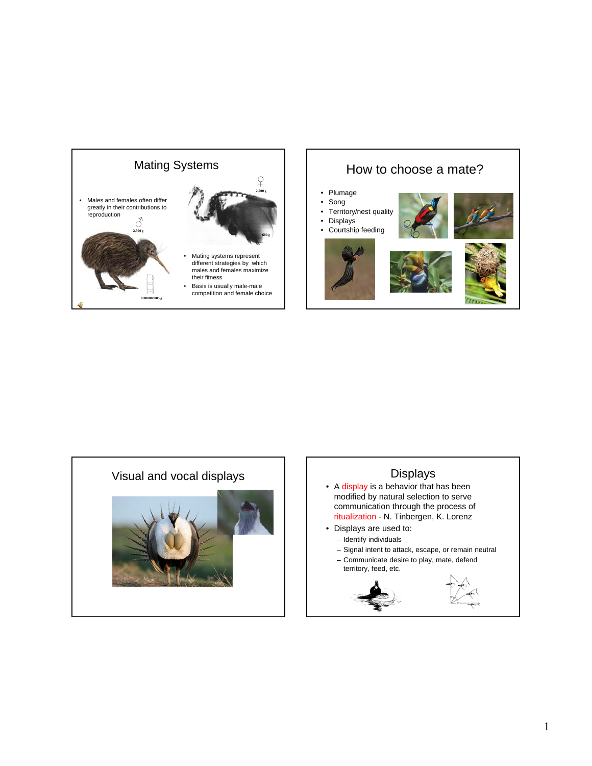## Mating Systems

- Males and females often differ greatly in their contributions to reproduction

♂ 2,500 g

♀ 2,500 g

600 g

0.000000005 g

- Mating systems represent different strategies by which males and females maximize their fitness
- Basis is usually male-male competition and female choice

## How to choose a mate?

- Plumage
- Song
- Territory/nest quality
- Displays
- Courtship feeding

## Visual and vocal displays

## Displays

- A display is a behavior that has been modified by natural selection to serve communication through the process of ritualization - N. Tinbergen, K. Lorenz
- Displays are used to:
  - Identify individuals
  - Signal intent to attack, escape, or remain neutral
  - Communicate desire to play, mate, defend territory, feed, etc.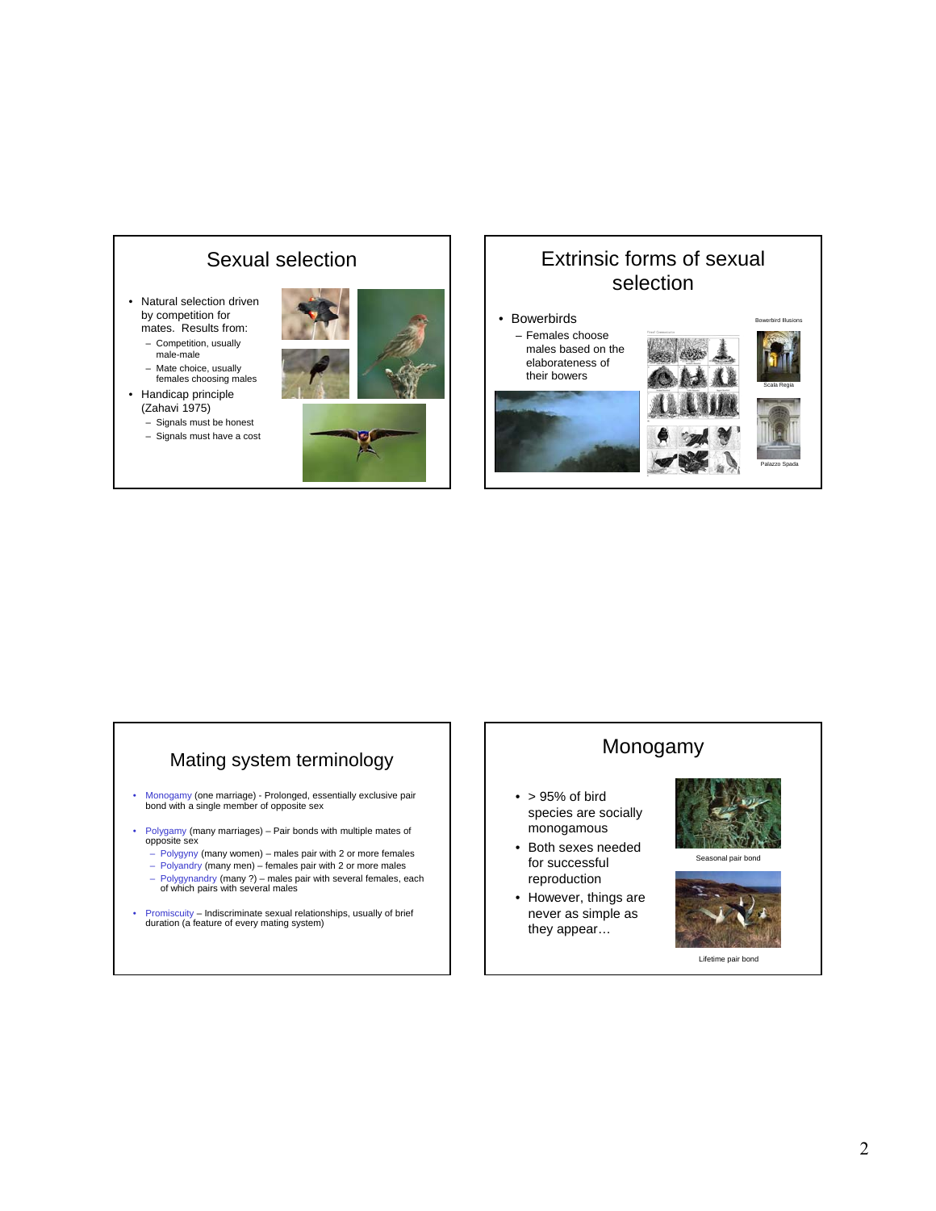## Sexual selection

- Natural selection driven by competition for mates. Results from:
  - Competition, usually male-male
  - Mate choice, usually females choosing males
- Handicap principle (Zahavi 1975)
  - Signals must be honest
  - Signals must have a cost

## Extrinsic forms of sexual selection

- Bowerbirds
  - Females choose males based on the elaborateness of their bowers

Bowerbird illusions

Scala Regia

Palazzo Spada

## Mating system terminology

- Monogamy (one marriage) - Prolonged, essentially exclusive pair bond with a single member of opposite sex
- Polygamy (many marriages) – Pair bonds with multiple mates of opposite sex
  - Polygyny (many women) – males pair with 2 or more females
  - Polyandry (many men) – females pair with 2 or more males
  - Polygynandry (many ?) – males pair with several females, each of which pairs with several males
- Promiscuity – Indiscriminate sexual relationships, usually of brief duration (a feature of every mating system)

## Monogamy

- > 95% of bird species are socially monogamous
- Both sexes needed for successful reproduction
- However, things are never as simple as they appear…

Seasonal pair bond

Lifetime pair bond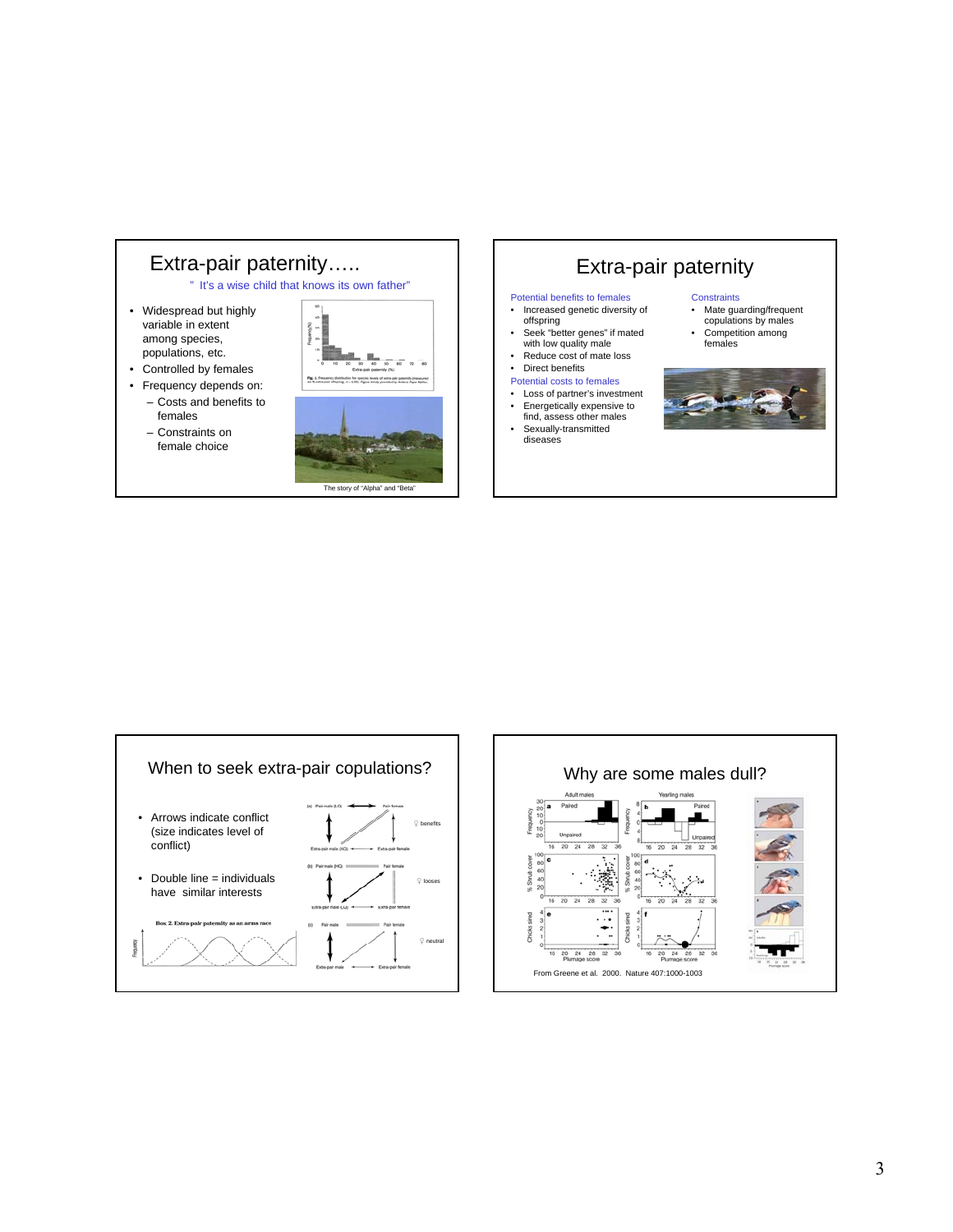## Extra-pair paternity…..

" It's a wise child that knows its own father"

- Widespread but highly variable in extent among species, populations, etc.
- Controlled by females
- Frequency depends on:
  - Costs and benefits to females
  - Constraints on female choice

The story of "Alpha" and "Beta"

## Extra-pair paternity

Potential benefits to females

- Increased genetic diversity of offspring
- Seek "better genes" if mated with low quality male
- Reduce cost of mate loss
- Direct benefits

Potential costs to females

- Loss of partner's investment
- Energetically expensive to find, assess other males
- Sexually-transmitted diseases

Constraints

- Mate guarding/frequent copulations by males
- Competition among females

## When to seek extra-pair copulations?

- Arrows indicate conflict (size indicates level of conflict)
- Double line = individuals have similar interests

## Why are some males dull?

From Greene et al. 2000. Nature 407:1000-1003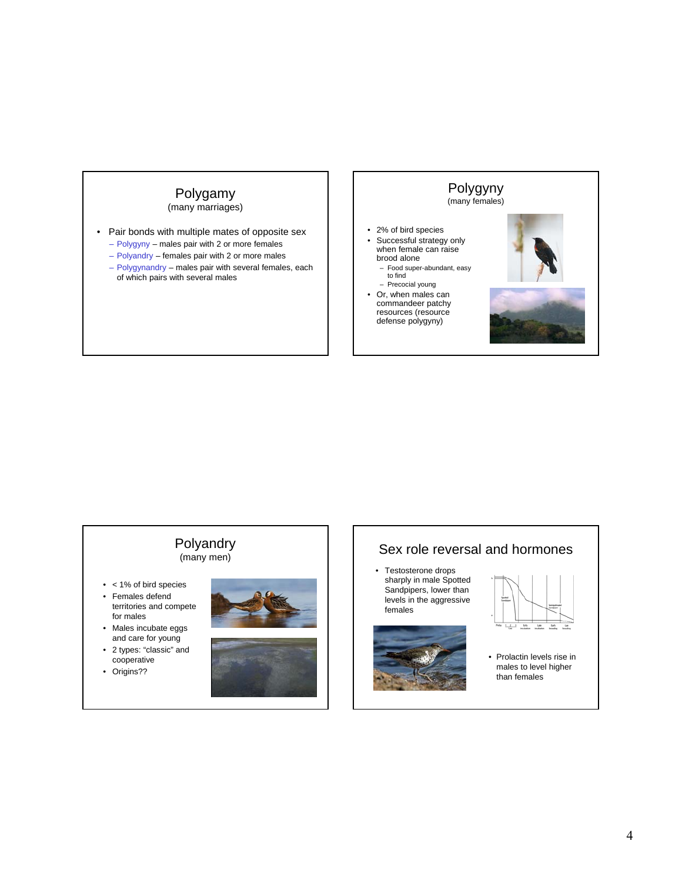## Polygamy

(many marriages)

- Pair bonds with multiple mates of opposite sex
  - Polygyny – males pair with 2 or more females
  - Polyandry – females pair with 2 or more males
  - Polygynandry – males pair with several females, each of which pairs with several males

## Polygyny

(many females)

- 2% of bird species
- Successful strategy only when female can raise brood alone
  - Food super-abundant, easy to find
  - Precocial young
- Or, when males can commandeer patchy resources (resource defense polygyny)

## Polyandry

(many men)

- < 1% of bird species
- Females defend territories and compete for males
- Males incubate eggs and care for young
- 2 types: "classic" and cooperative
- Origins??

## Sex role reversal and hormones

- Testosterone drops sharply in male Spotted Sandpipers, lower than levels in the aggressive females
- Prolactin levels rise in males to level higher than females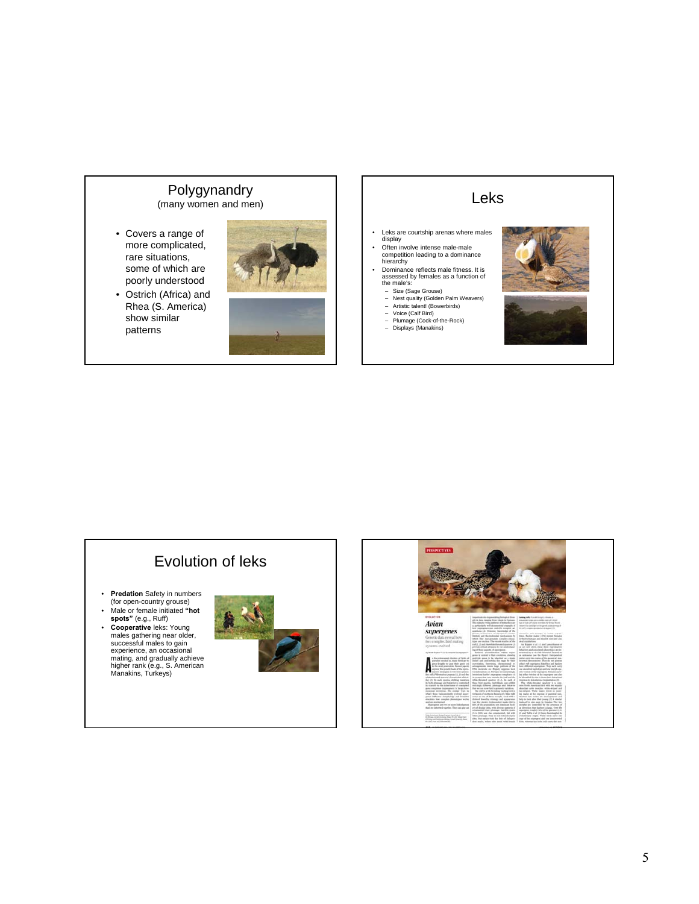## Polygynandry
(many women and men)

- Covers a range of more complicated, rare situations, some of which are poorly understood
- Ostrich (Africa) and Rhea (S. America) show similar patterns

## Leks

- Leks are courtship arenas where males display
- Often involve intense male-male competition leading to a dominance hierarchy
- Dominance reflects male fitness. It is assessed by females as a function of the male's:
  - Size (Sage Grouse)
  - Nest quality (Golden Palm Weavers)
  - Artistic talent! (Bowerbirds)
  - Voice (Calf Bird)
  - Plumage (Cock-of-the-Rock)
  - Displays (Manakins)

## Evolution of leks

- **Predation** Safety in numbers (for open-country grouse)
- Male or female initiated **"hot spots"** (e.g., Ruff)
- **Cooperative** leks: Young males gathering near older, successful males to gain experience, an occasional mating, and gradually achieve higher rank (e.g., S. American Manakins, Turkeys)

PERSPECTIVES

EVOLUTION

**Avian supergenes**

Genetic data reveal how two complex bird mating systems evolved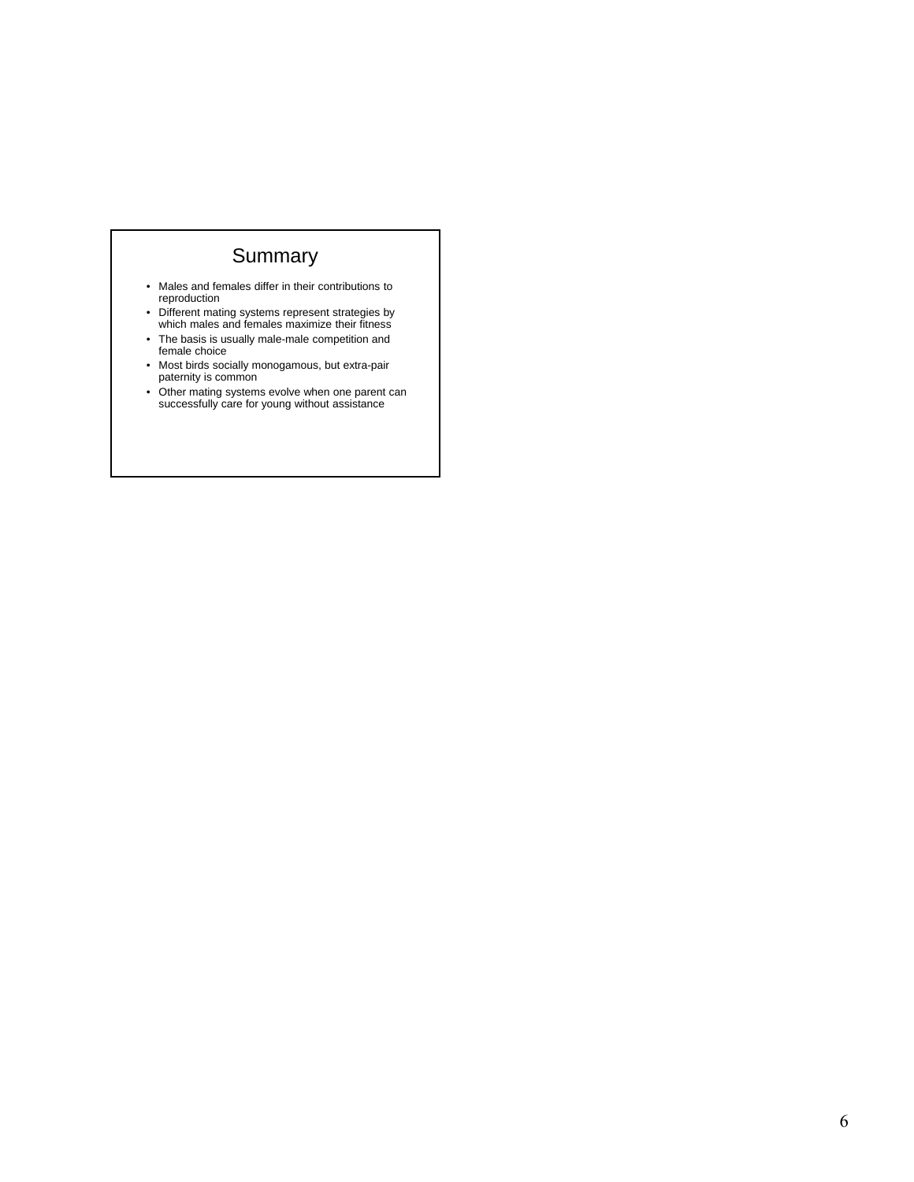# Summary

- Males and females differ in their contributions to reproduction
- Different mating systems represent strategies by which males and females maximize their fitness
- The basis is usually male-male competition and female choice
- Most birds socially monogamous, but extra-pair paternity is common
- Other mating systems evolve when one parent can successfully care for young without assistance